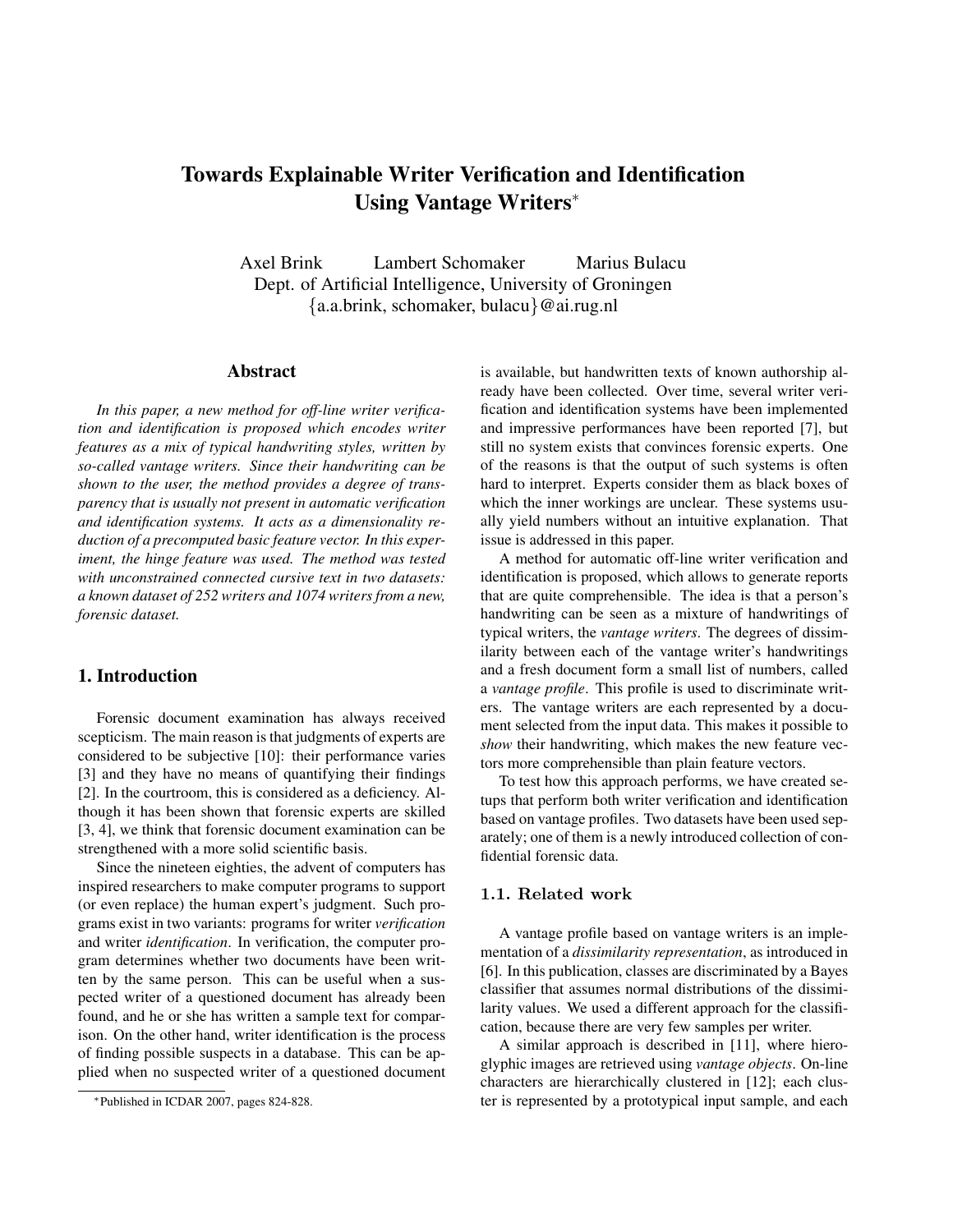# Towards Explainable Writer Verification and Identification Using Vantage Writers*

Axel Brink  Lambert Schomaker  Marius Bulacu
Dept. of Artificial Intelligence, University of Groningen
{a.a.brink, schomaker, bulacu}@ai.rug.nl

## Abstract

*In this paper, a new method for off-line writer verification and identification is proposed which encodes writer features as a mix of typical handwriting styles, written by so-called vantage writers. Since their handwriting can be shown to the user, the method provides a degree of transparency that is usually not present in automatic verification and identification systems. It acts as a dimensionality reduction of a precomputed basic feature vector. In this experiment, the hinge feature was used. The method was tested with unconstrained connected cursive text in two datasets: a known dataset of 252 writers and 1074 writers from a new, forensic dataset.*

## 1. Introduction

Forensic document examination has always received scepticism. The main reason is that judgments of experts are considered to be subjective [10]: their performance varies [3] and they have no means of quantifying their findings [2]. In the courtroom, this is considered as a deficiency. Although it has been shown that forensic experts are skilled [3, 4], we think that forensic document examination can be strengthened with a more solid scientific basis.

Since the nineteen eighties, the advent of computers has inspired researchers to make computer programs to support (or even replace) the human expert's judgment. Such programs exist in two variants: programs for writer *verification* and writer *identification*. In verification, the computer program determines whether two documents have been written by the same person. This can be useful when a suspected writer of a questioned document has already been found, and he or she has written a sample text for comparison. On the other hand, writer identification is the process of finding possible suspects in a database. This can be applied when no suspected writer of a questioned document is available, but handwritten texts of known authorship already have been collected. Over time, several writer verification and identification systems have been implemented and impressive performances have been reported [7], but still no system exists that convinces forensic experts. One of the reasons is that the output of such systems is often hard to interpret. Experts consider them as black boxes of which the inner workings are unclear. These systems usually yield numbers without an intuitive explanation. That issue is addressed in this paper.

A method for automatic off-line writer verification and identification is proposed, which allows to generate reports that are quite comprehensible. The idea is that a person's handwriting can be seen as a mixture of handwritings of typical writers, the *vantage writers*. The degrees of dissimilarity between each of the vantage writer's handwritings and a fresh document form a small list of numbers, called a *vantage profile*. This profile is used to discriminate writers. The vantage writers are each represented by a document selected from the input data. This makes it possible to *show* their handwriting, which makes the new feature vectors more comprehensible than plain feature vectors.

To test how this approach performs, we have created setups that perform both writer verification and identification based on vantage profiles. Two datasets have been used separately; one of them is a newly introduced collection of confidential forensic data.

### 1.1. Related work

A vantage profile based on vantage writers is an implementation of a *dissimilarity representation*, as introduced in [6]. In this publication, classes are discriminated by a Bayes classifier that assumes normal distributions of the dissimilarity values. We used a different approach for the classification, because there are very few samples per writer.

A similar approach is described in [11], where hieroglyphic images are retrieved using *vantage objects*. On-line characters are hierarchically clustered in [12]; each cluster is represented by a prototypical input sample, and each

*Published in ICDAR 2007, pages 824-828.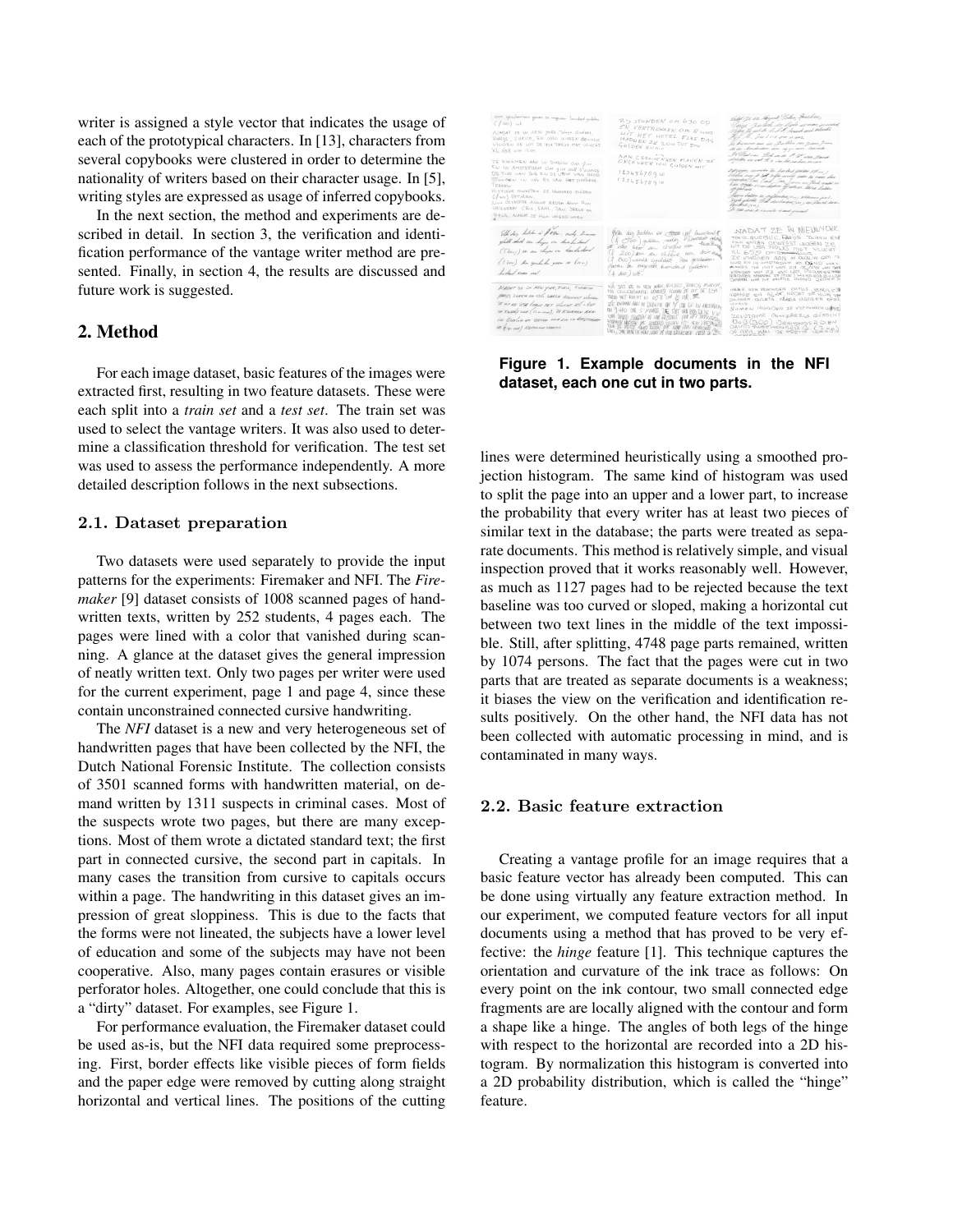writer is assigned a style vector that indicates the usage of each of the prototypical characters. In [13], characters from several copybooks were clustered in order to determine the nationality of writers based on their character usage. In [5], writing styles are expressed as usage of inferred copybooks.

In the next section, the method and experiments are described in detail. In section 3, the verification and identification performance of the vantage writer method are presented. Finally, in section 4, the results are discussed and future work is suggested.

## 2. Method

For each image dataset, basic features of the images were extracted first, resulting in two feature datasets. These were each split into a *train set* and a *test set*. The train set was used to select the vantage writers. It was also used to determine a classification threshold for verification. The test set was used to assess the performance independently. A more detailed description follows in the next subsections.

### 2.1. Dataset preparation

Two datasets were used separately to provide the input patterns for the experiments: Firemaker and NFI. The *Firemaker* [9] dataset consists of 1008 scanned pages of handwritten texts, written by 252 students, 4 pages each. The pages were lined with a color that vanished during scanning. A glance at the dataset gives the general impression of neatly written text. Only two pages per writer were used for the current experiment, page 1 and page 4, since these contain unconstrained connected cursive handwriting.

The *NFI* dataset is a new and very heterogeneous set of handwritten pages that have been collected by the NFI, the Dutch National Forensic Institute. The collection consists of 3501 scanned forms with handwritten material, on demand written by 1311 suspects in criminal cases. Most of the suspects wrote two pages, but there are many exceptions. Most of them wrote a dictated standard text; the first part in connected cursive, the second part in capitals. In many cases the transition from cursive to capitals occurs within a page. The handwriting in this dataset gives an impression of great sloppiness. This is due to the facts that the forms were not lineated, the subjects have a lower level of education and some of the subjects may have not been cooperative. Also, many pages contain erasures or visible perforator holes. Altogether, one could conclude that this is a "dirty" dataset. For examples, see Figure 1.

For performance evaluation, the Firemaker dataset could be used as-is, but the NFI data required some preprocessing. First, border effects like visible pieces of form fields and the paper edge were removed by cutting along straight horizontal and vertical lines. The positions of the cutting lines were determined heuristically using a smoothed projection histogram. The same kind of histogram was used to split the page into an upper and a lower part, to increase the probability that every writer has at least two pieces of similar text in the database; the parts were treated as separate documents. This method is relatively simple, and visual inspection proved that it works reasonably well. However, as much as 1127 pages had to be rejected because the text baseline was too curved or sloped, making a horizontal cut between two text lines in the middle of the text impossible. Still, after splitting, 4748 page parts remained, written by 1074 persons. The fact that the pages were cut in two parts that are treated as separate documents is a weakness; it biases the view on the verification and identification results positively. On the other hand, the NFI data has not been collected with automatic processing in mind, and is contaminated in many ways.

**Figure 1. Example documents in the NFI dataset, each one cut in two parts.**

### 2.2. Basic feature extraction

Creating a vantage profile for an image requires that a basic feature vector has already been computed. This can be done using virtually any feature extraction method. In our experiment, we computed feature vectors for all input documents using a method that has proved to be very effective: the *hinge* feature [1]. This technique captures the orientation and curvature of the ink trace as follows: On every point on the ink contour, two small connected edge fragments are are locally aligned with the contour and form a shape like a hinge. The angles of both legs of the hinge with respect to the horizontal are recorded into a 2D histogram. By normalization this histogram is converted into a 2D probability distribution, which is called the "hinge" feature.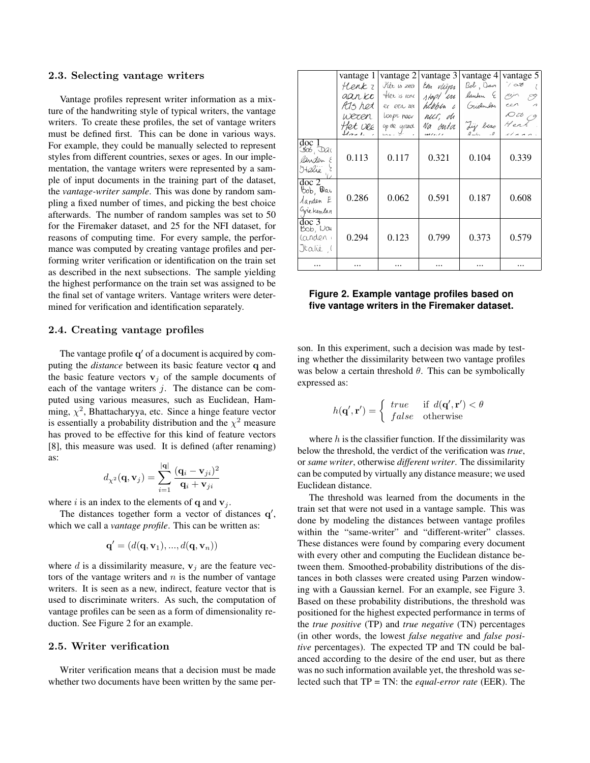### 2.3. Selecting vantage writers

Vantage profiles represent writer information as a mixture of the handwriting style of typical writers, the vantage writers. To create these profiles, the set of vantage writers must be defined first. This can be done in various ways. For example, they could be manually selected to represent styles from different countries, sexes or ages. In our implementation, the vantage writers were represented by a sample of input documents in the training part of the dataset, the *vantage-writer sample*. This was done by random sampling a fixed number of times, and picking the best choice afterwards. The number of random samples was set to 50 for the Firemaker dataset, and 25 for the NFI dataset, for reasons of computing time. For every sample, the performance was computed by creating vantage profiles and performing writer verification or identification on the train set as described in the next subsections. The sample yielding the highest performance on the train set was assigned to be the final set of vantage writers. Vantage writers were determined for verification and identification separately.

### 2.4. Creating vantage profiles

The vantage profile $\mathbf{q}'$ of a document is acquired by computing the *distance* between its basic feature vector $\mathbf{q}$ and the basic feature vectors $\mathbf{v}_j$ of the sample documents of each of the vantage writers $j$. The distance can be computed using various measures, such as Euclidean, Hamming, $\chi^2$, Bhattacharyya, etc. Since a hinge feature vector is essentially a probability distribution and the $\chi^2$ measure has proved to be effective for this kind of feature vectors [8], this measure was used. It is defined (after renaming) as:

$$d_{\chi^2}(\mathbf{q}, \mathbf{v}_j) = \sum_{i=1}^{|\mathbf{q}|} \frac{(\mathbf{q}_i - \mathbf{v}_{ji})^2}{\mathbf{q}_i + \mathbf{v}_{ji}}$$

where $i$ is an index to the elements of $\mathbf{q}$ and $\mathbf{v}_j$.

The distances together form a vector of distances $\mathbf{q}'$, which we call a *vantage profile*. This can be written as:

$$\mathbf{q}' = (d(\mathbf{q}, \mathbf{v}_1), ..., d(\mathbf{q}, \mathbf{v}_n))$$

where $d$ is a dissimilarity measure, $\mathbf{v}_j$ are the feature vectors of the vantage writers and $n$ is the number of vantage writers. It is seen as a new, indirect, feature vector that is used to discriminate writers. As such, the computation of vantage profiles can be seen as a form of dimensionality reduction. See Figure 2 for an example.

|  | vantage 1 | vantage 2 | vantage 3 | vantage 4 | vantage 5 |
|---|---|---|---|---|---|
| doc 1 | 0.113 | 0.117 | 0.321 | 0.104 | 0.339 |
| doc 2 | 0.286 | 0.062 | 0.591 | 0.187 | 0.608 |
| doc 3 | 0.294 | 0.123 | 0.799 | 0.373 | 0.579 |
| ... | ... | ... | ... | ... | ... |

**Figure 2. Example vantage profiles based on five vantage writers in the Firemaker dataset.**

### 2.5. Writer verification

Writer verification means that a decision must be made whether two documents have been written by the same person. In this experiment, such a decision was made by testing whether the dissimilarity between two vantage profiles was below a certain threshold $\theta$. This can be symbolically expressed as:

$$h(\mathbf{q}', \mathbf{r}') = \begin{cases} true & \text{if } d(\mathbf{q}', \mathbf{r}') < \theta \\ false & \text{otherwise} \end{cases}$$

where $h$ is the classifier function. If the dissimilarity was below the threshold, the verdict of the verification was *true*, or *same writer*, otherwise *different writer*. The dissimilarity can be computed by virtually any distance measure; we used Euclidean distance.

The threshold was learned from the documents in the train set that were not used in a vantage sample. This was done by modeling the distances between vantage profiles within the "same-writer" and "different-writer" classes. These distances were found by comparing every document with every other and computing the Euclidean distance between them. Smoothed-probability distributions of the distances in both classes were created using Parzen windowing with a Gaussian kernel. For an example, see Figure 3. Based on these probability distributions, the threshold was positioned for the highest expected performance in terms of the *true positive* (TP) and *true negative* (TN) percentages (in other words, the lowest *false negative* and *false positive* percentages). The expected TP and TN could be balanced according to the desire of the end user, but as there was no such information available yet, the threshold was selected such that TP = TN: the *equal-error rate* (EER). The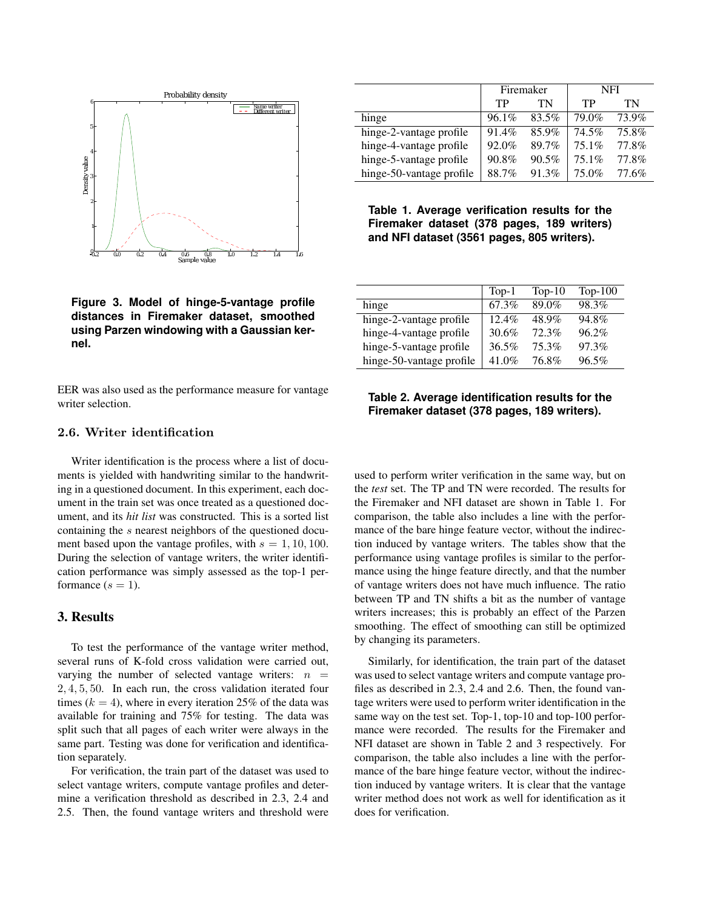Figure 3. Model of hinge-5-vantage profile distances in Firemaker dataset, smoothed using Parzen windowing with a Gaussian kernel.

EER was also used as the performance measure for vantage writer selection.

### 2.6. Writer identification

Writer identification is the process where a list of documents is yielded with handwriting similar to the handwriting in a questioned document. In this experiment, each document in the train set was once treated as a questioned document, and its *hit list* was constructed. This is a sorted list containing the $s$ nearest neighbors of the questioned document based upon the vantage profiles, with $s = 1, 10, 100$. During the selection of vantage writers, the writer identification performance was simply assessed as the top-1 performance ($s = 1$).

## 3. Results

To test the performance of the vantage writer method, several runs of K-fold cross validation were carried out, varying the number of selected vantage writers: $n = 2, 4, 5, 50$. In each run, the cross validation iterated four times ($k = 4$), where in every iteration 25% of the data was available for training and 75% for testing. The data was split such that all pages of each writer were always in the same part. Testing was done for verification and identification separately.

For verification, the train part of the dataset was used to select vantage writers, compute vantage profiles and determine a verification threshold as described in 2.3, 2.4 and 2.5. Then, the found vantage writers and threshold were used to perform writer verification in the same way, but on the *test* set. The TP and TN were recorded. The results for the Firemaker and NFI dataset are shown in Table 1. For comparison, the table also includes a line with the performance of the bare hinge feature vector, without the indirection induced by vantage writers. The tables show that the performance using vantage profiles is similar to the performance using the hinge feature directly, and that the number of vantage writers does not have much influence. The ratio between TP and TN shifts a bit as the number of vantage writers increases; this is probably an effect of the Parzen smoothing. The effect of smoothing can still be optimized by changing its parameters.

Similarly, for identification, the train part of the dataset was used to select vantage writers and compute vantage profiles as described in 2.3, 2.4 and 2.6. Then, the found vantage writers were used to perform writer identification in the same way on the test set. Top-1, top-10 and top-100 performance were recorded. The results for the Firemaker and NFI dataset are shown in Table 2 and 3 respectively. For comparison, the table also includes a line with the performance of the bare hinge feature vector, without the indirection induced by vantage writers. It is clear that the vantage writer method does not work as well for identification as it does for verification.

| | Firemaker | | NFI | |
|---|---|---|---|---|
| | TP | TN | TP | TN |
| hinge | 96.1% | 83.5% | 79.0% | 73.9% |
| hinge-2-vantage profile | 91.4% | 85.9% | 74.5% | 75.8% |
| hinge-4-vantage profile | 92.0% | 89.7% | 75.1% | 77.8% |
| hinge-5-vantage profile | 90.8% | 90.5% | 75.1% | 77.8% |
| hinge-50-vantage profile | 88.7% | 91.3% | 75.0% | 77.6% |

**Table 1. Average verification results for the Firemaker dataset (378 pages, 189 writers) and NFI dataset (3561 pages, 805 writers).**

| | Top-1 | Top-10 | Top-100 |
|---|---|---|---|
| hinge | 67.3% | 89.0% | 98.3% |
| hinge-2-vantage profile | 12.4% | 48.9% | 94.8% |
| hinge-4-vantage profile | 30.6% | 72.3% | 96.2% |
| hinge-5-vantage profile | 36.5% | 75.3% | 97.3% |
| hinge-50-vantage profile | 41.0% | 76.8% | 96.5% |

**Table 2. Average identification results for the Firemaker dataset (378 pages, 189 writers).**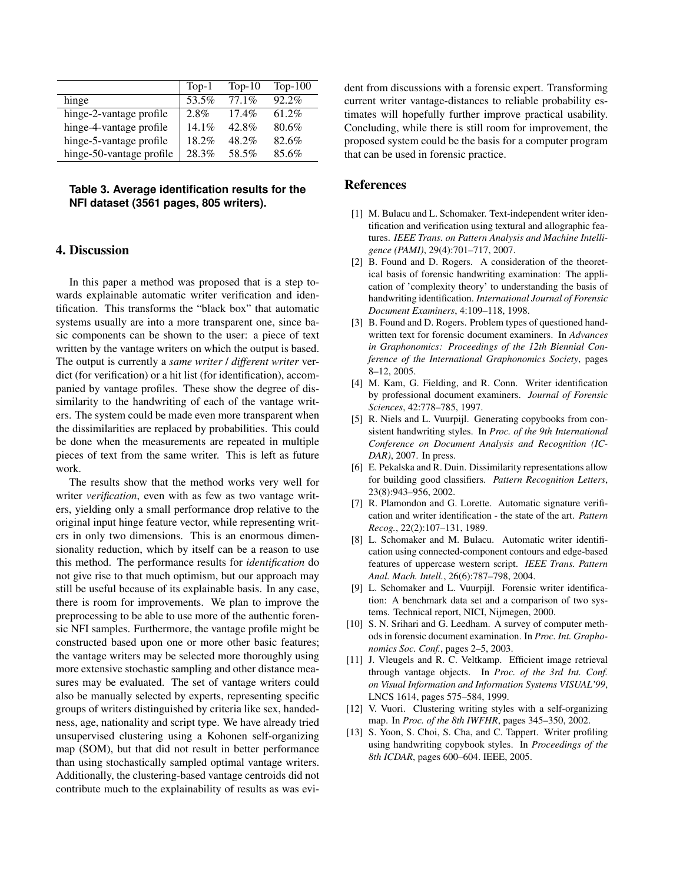| | Top-1 | Top-10 | Top-100 |
|---|---|---|---|
| hinge | 53.5% | 77.1% | 92.2% |
| hinge-2-vantage profile | 2.8% | 17.4% | 61.2% |
| hinge-4-vantage profile | 14.1% | 42.8% | 80.6% |
| hinge-5-vantage profile | 18.2% | 48.2% | 82.6% |
| hinge-50-vantage profile | 28.3% | 58.5% | 85.6% |

**Table 3. Average identification results for the NFI dataset (3561 pages, 805 writers).**

## 4. Discussion

In this paper a method was proposed that is a step towards explainable automatic writer verification and identification. This transforms the "black box" that automatic systems usually are into a more transparent one, since basic components can be shown to the user: a piece of text written by the vantage writers on which the output is based. The output is currently a *same writer / different writer* verdict (for verification) or a hit list (for identification), accompanied by vantage profiles. These show the degree of dissimilarity to the handwriting of each of the vantage writers. The system could be made even more transparent when the dissimilarities are replaced by probabilities. This could be done when the measurements are repeated in multiple pieces of text from the same writer. This is left as future work.

The results show that the method works very well for writer *verification*, even with as few as two vantage writers, yielding only a small performance drop relative to the original input hinge feature vector, while representing writers in only two dimensions. This is an enormous dimensionality reduction, which by itself can be a reason to use this method. The performance results for *identification* do not give rise to that much optimism, but our approach may still be useful because of its explainable basis. In any case, there is room for improvements. We plan to improve the preprocessing to be able to use more of the authentic forensic NFI samples. Furthermore, the vantage profile might be constructed based upon one or more other basic features; the vantage writers may be selected more thoroughly using more extensive stochastic sampling and other distance measures may be evaluated. The set of vantage writers could also be manually selected by experts, representing specific groups of writers distinguished by criteria like sex, handedness, age, nationality and script type. We have already tried unsupervised clustering using a Kohonen self-organizing map (SOM), but that did not result in better performance than using stochastically sampled optimal vantage writers. Additionally, the clustering-based vantage centroids did not contribute much to the explainability of results as was evident from discussions with a forensic expert. Transforming current writer vantage-distances to reliable probability estimates will hopefully further improve practical usability. Concluding, while there is still room for improvement, the proposed system could be the basis for a computer program that can be used in forensic practice.

## References

[1] M. Bulacu and L. Schomaker. Text-independent writer identification and verification using textural and allographic features. *IEEE Trans. on Pattern Analysis and Machine Intelligence (PAMI)*, 29(4):701–717, 2007.

[2] B. Found and D. Rogers. A consideration of the theoretical basis of forensic handwriting examination: The application of 'complexity theory' to understanding the basis of handwriting identification. *International Journal of Forensic Document Examiners*, 4:109–118, 1998.

[3] B. Found and D. Rogers. Problem types of questioned handwritten text for forensic document examiners. In *Advances in Graphonomics: Proceedings of the 12th Biennial Conference of the International Graphonomics Society*, pages 8–12, 2005.

[4] M. Kam, G. Fielding, and R. Conn. Writer identification by professional document examiners. *Journal of Forensic Sciences*, 42:778–785, 1997.

[5] R. Niels and L. Vuurpijl. Generating copybooks from consistent handwriting styles. In *Proc. of the 9th International Conference on Document Analysis and Recognition (ICDAR)*, 2007. In press.

[6] E. Pekalska and R. Duin. Dissimilarity representations allow for building good classifiers. *Pattern Recognition Letters*, 23(8):943–956, 2002.

[7] R. Plamondon and G. Lorette. Automatic signature verification and writer identification - the state of the art. *Pattern Recog.*, 22(2):107–131, 1989.

[8] L. Schomaker and M. Bulacu. Automatic writer identification using connected-component contours and edge-based features of uppercase western script. *IEEE Trans. Pattern Anal. Mach. Intell.*, 26(6):787–798, 2004.

[9] L. Schomaker and L. Vuurpijl. Forensic writer identification: A benchmark data set and a comparison of two systems. Technical report, NICI, Nijmegen, 2000.

[10] S. N. Srihari and G. Leedham. A survey of computer methods in forensic document examination. In *Proc. Int. Graphonomics Soc. Conf.*, pages 2–5, 2003.

[11] J. Vleugels and R. C. Veltkamp. Efficient image retrieval through vantage objects. In *Proc. of the 3rd Int. Conf. on Visual Information and Information Systems VISUAL'99*, LNCS 1614, pages 575–584, 1999.

[12] V. Vuori. Clustering writing styles with a self-organizing map. In *Proc. of the 8th IWFHR*, pages 345–350, 2002.

[13] S. Yoon, S. Choi, S. Cha, and C. Tappert. Writer profiling using handwriting copybook styles. In *Proceedings of the 8th ICDAR*, pages 600–604. IEEE, 2005.